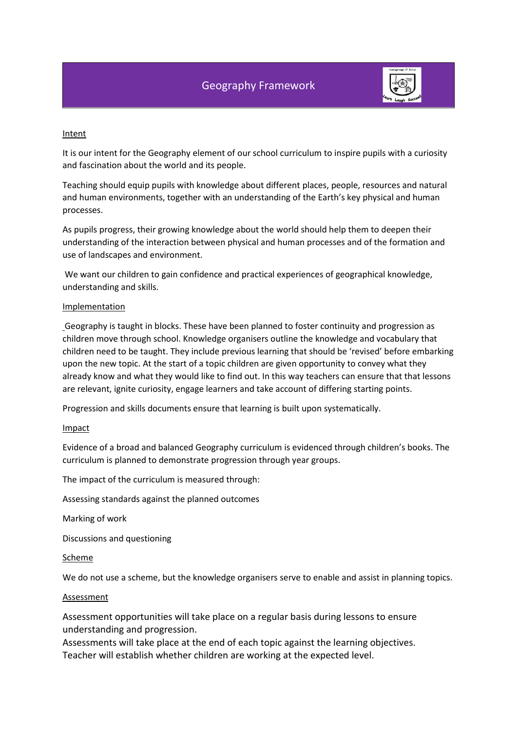# Geography Framework

## Intent

It is our intent for the Geography element of our school curriculum to inspire pupils with a curiosity and fascination about the world and its people.

Teaching should equip pupils with knowledge about different places, people, resources and natural and human environments, together with an understanding of the Earth's key physical and human processes.

As pupils progress, their growing knowledge about the world should help them to deepen their understanding of the interaction between physical and human processes and of the formation and use of landscapes and environment.

We want our children to gain confidence and practical experiences of geographical knowledge, understanding and skills.

## Implementation

Geography is taught in blocks. These have been planned to foster continuity and progression as children move through school. Knowledge organisers outline the knowledge and vocabulary that children need to be taught. They include previous learning that should be 'revised' before embarking upon the new topic. At the start of a topic children are given opportunity to convey what they already know and what they would like to find out. In this way teachers can ensure that that lessons are relevant, ignite curiosity, engage learners and take account of differing starting points.

Progression and skills documents ensure that learning is built upon systematically.

## Impact

Evidence of a broad and balanced Geography curriculum is evidenced through children's books. The curriculum is planned to demonstrate progression through year groups.

The impact of the curriculum is measured through:

Assessing standards against the planned outcomes

Marking of work

Discussions and questioning

## Scheme

We do not use a scheme, but the knowledge organisers serve to enable and assist in planning topics.

## Assessment

Assessment opportunities will take place on a regular basis during lessons to ensure understanding and progression.
Assessments will take place at the end of each topic against the learning objectives.
Teacher will establish whether children are working at the expected level.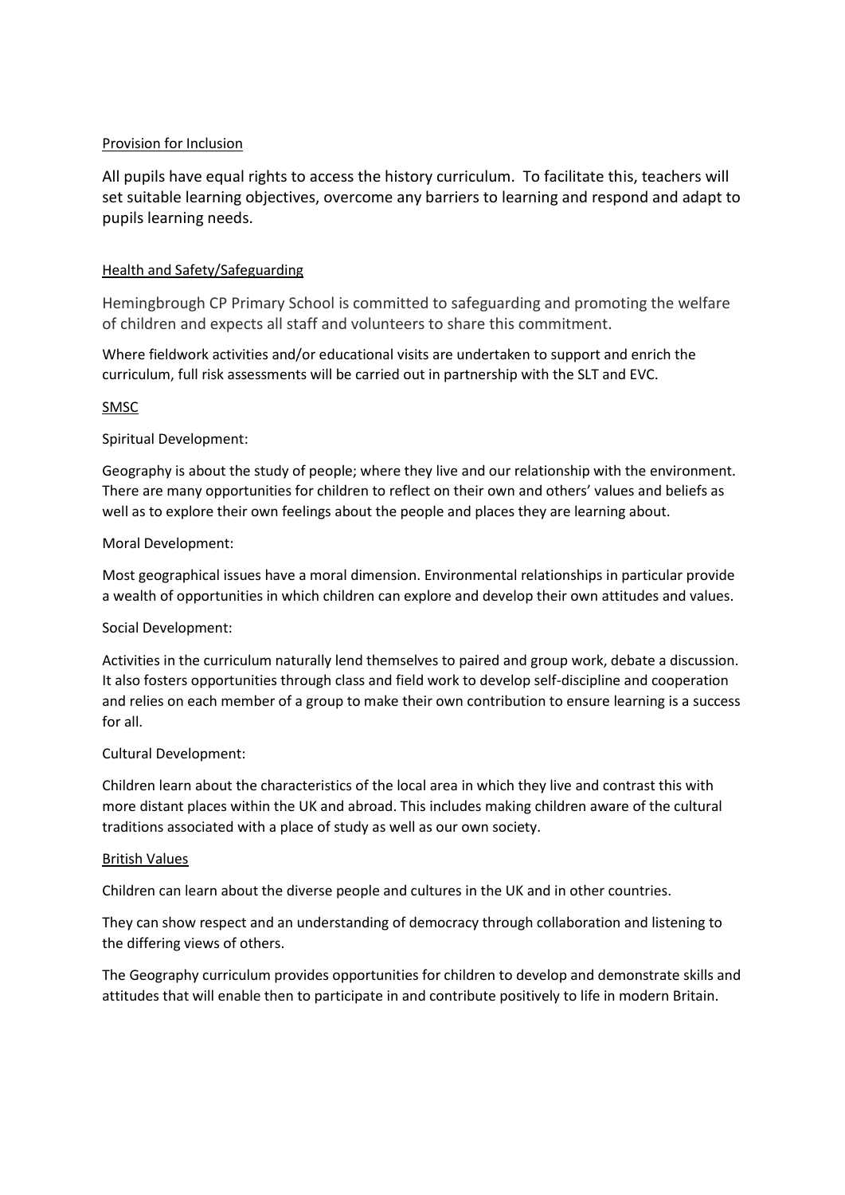Provision for Inclusion

All pupils have equal rights to access the history curriculum. To facilitate this, teachers will set suitable learning objectives, overcome any barriers to learning and respond and adapt to pupils learning needs.

Health and Safety/Safeguarding

Hemingbrough CP Primary School is committed to safeguarding and promoting the welfare of children and expects all staff and volunteers to share this commitment.

Where fieldwork activities and/or educational visits are undertaken to support and enrich the curriculum, full risk assessments will be carried out in partnership with the SLT and EVC.

SMSC

Spiritual Development:

Geography is about the study of people; where they live and our relationship with the environment. There are many opportunities for children to reflect on their own and others' values and beliefs as well as to explore their own feelings about the people and places they are learning about.

Moral Development:

Most geographical issues have a moral dimension. Environmental relationships in particular provide a wealth of opportunities in which children can explore and develop their own attitudes and values.

Social Development:

Activities in the curriculum naturally lend themselves to paired and group work, debate a discussion. It also fosters opportunities through class and field work to develop self-discipline and cooperation and relies on each member of a group to make their own contribution to ensure learning is a success for all.

Cultural Development:

Children learn about the characteristics of the local area in which they live and contrast this with more distant places within the UK and abroad. This includes making children aware of the cultural traditions associated with a place of study as well as our own society.

British Values

Children can learn about the diverse people and cultures in the UK and in other countries.

They can show respect and an understanding of democracy through collaboration and listening to the differing views of others.

The Geography curriculum provides opportunities for children to develop and demonstrate skills and attitudes that will enable then to participate in and contribute positively to life in modern Britain.